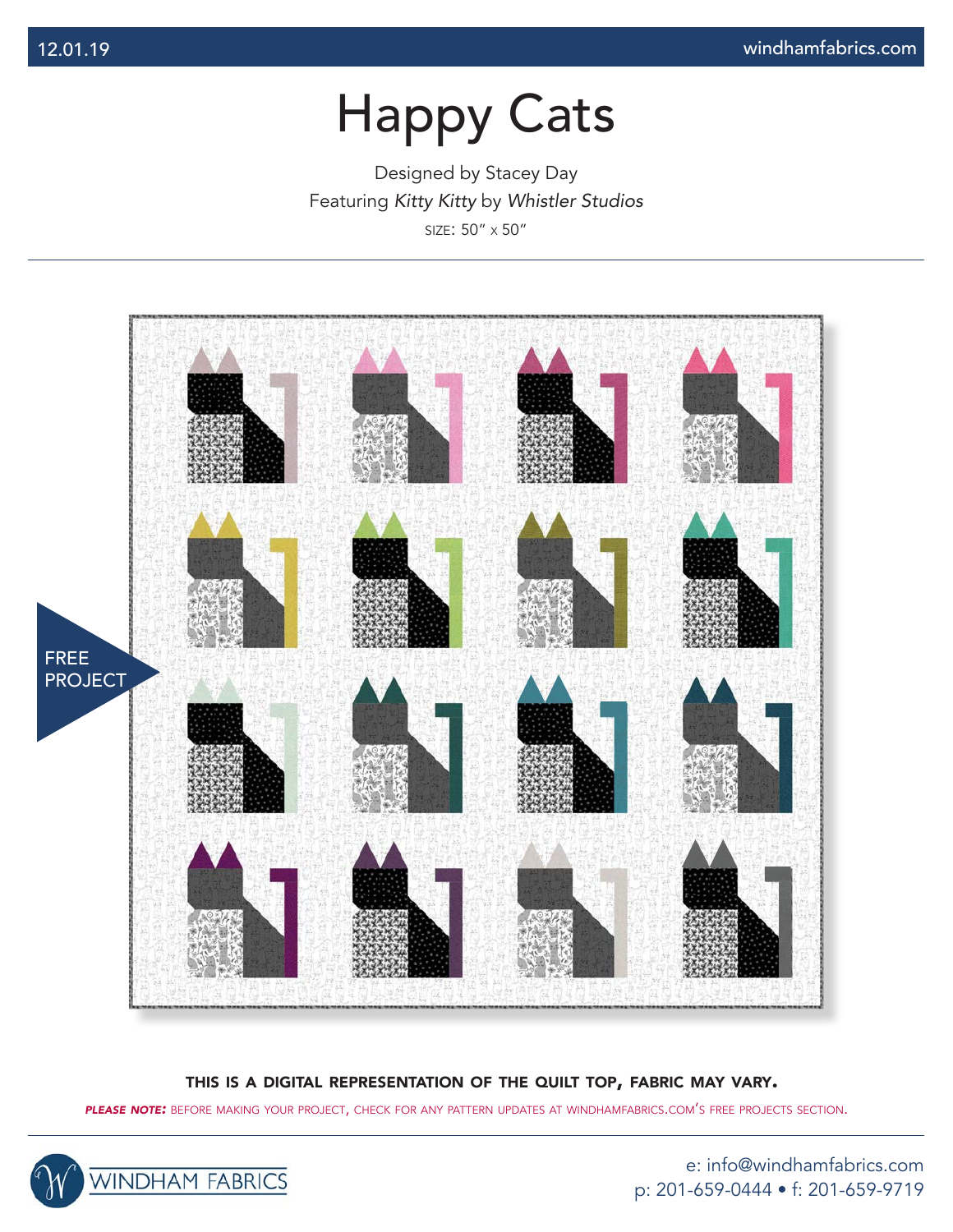12.01.19

windhamfabrics.com

# Happy Cats

Designed by Stacey Day

Featuring *Kitty Kitty* by *Whistler Studios*

SIZE: 50" x 50"

FREE PROJECT

**THIS IS A DIGITAL REPRESENTATION OF THE QUILT TOP, FABRIC MAY VARY.**

***PLEASE NOTE:*** BEFORE MAKING YOUR PROJECT, CHECK FOR ANY PATTERN UPDATES AT WINDHAMFABRICS.COM'S FREE PROJECTS SECTION.

WINDHAM FABRICS

e: info@windhamfabrics.com

p: 201-659-0444 • f: 201-659-9719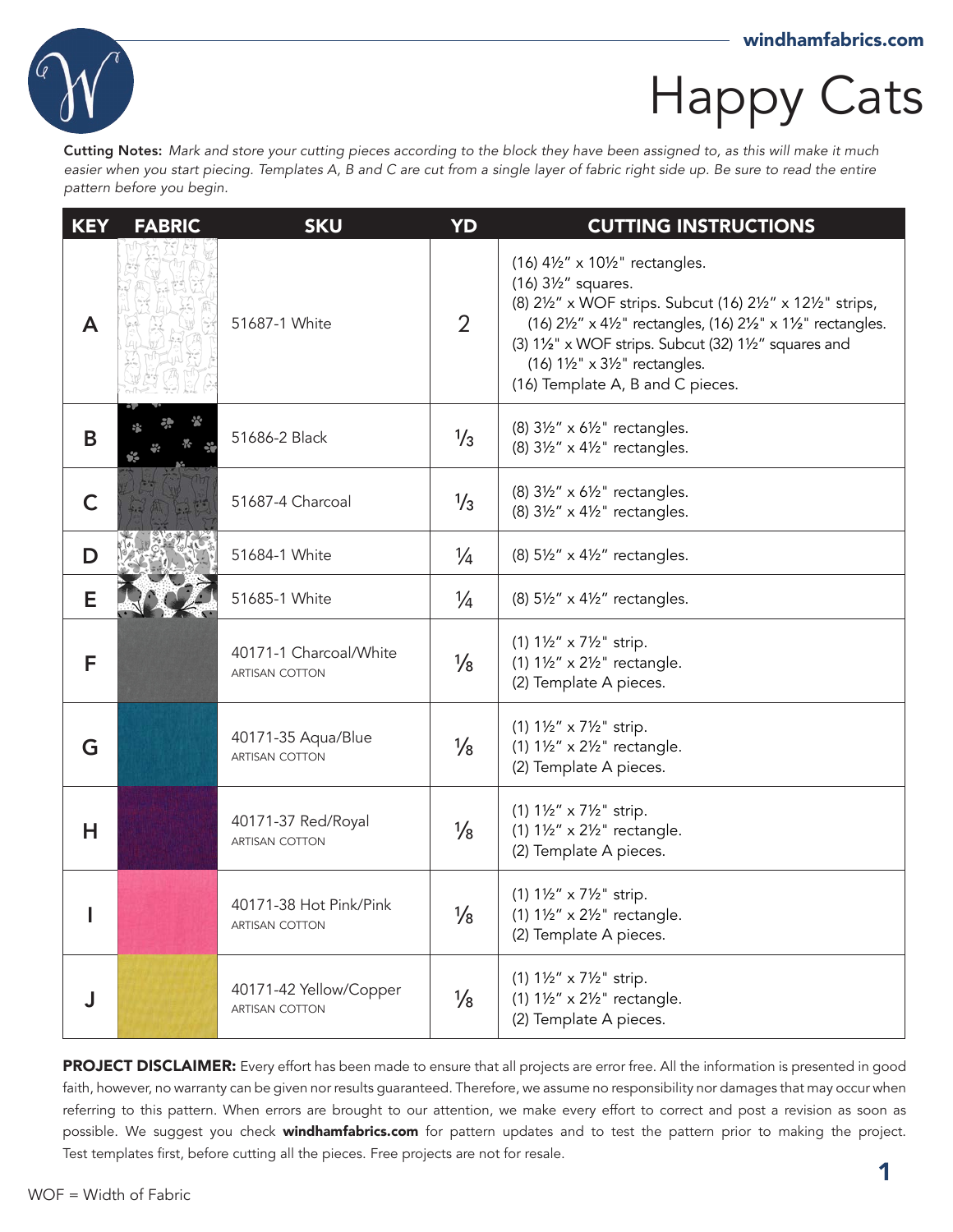# Happy Cats

**Cutting Notes:** *Mark and store your cutting pieces according to the block they have been assigned to, as this will make it much easier when you start piecing. Templates A, B and C are cut from a single layer of fabric right side up. Be sure to read the entire pattern before you begin.*

| KEY | FABRIC | SKU | YD | CUTTING INSTRUCTIONS |
|---|---|---|---|---|
| A | | 51687-1 White | 2 | (16) 4½" x 10½" rectangles.<br>(16) 3½" squares.<br>(8) 2½" x WOF strips. Subcut (16) 2½" x 12½" strips, (16) 2½" x 4½" rectangles, (16) 2½" x 1½" rectangles.<br>(3) 1½" x WOF strips. Subcut (32) 1½" squares and (16) 1½" x 3½" rectangles.<br>(16) Template A, B and C pieces. |
| B | | 51686-2 Black | ⅓ | (8) 3½" x 6½" rectangles.<br>(8) 3½" x 4½" rectangles. |
| C | | 51687-4 Charcoal | ⅓ | (8) 3½" x 6½" rectangles.<br>(8) 3½" x 4½" rectangles. |
| D | | 51684-1 White | ¼ | (8) 5½" x 4½" rectangles. |
| E | | 51685-1 White | ¼ | (8) 5½" x 4½" rectangles. |
| F | | 40171-1 Charcoal/White<br>ARTISAN COTTON | ⅛ | (1) 1½" x 7½" strip.<br>(1) 1½" x 2½" rectangle.<br>(2) Template A pieces. |
| G | | 40171-35 Aqua/Blue<br>ARTISAN COTTON | ⅛ | (1) 1½" x 7½" strip.<br>(1) 1½" x 2½" rectangle.<br>(2) Template A pieces. |
| H | | 40171-37 Red/Royal<br>ARTISAN COTTON | ⅛ | (1) 1½" x 7½" strip.<br>(1) 1½" x 2½" rectangle.<br>(2) Template A pieces. |
| I | | 40171-38 Hot Pink/Pink<br>ARTISAN COTTON | ⅛ | (1) 1½" x 7½" strip.<br>(1) 1½" x 2½" rectangle.<br>(2) Template A pieces. |
| J | | 40171-42 Yellow/Copper<br>ARTISAN COTTON | ⅛ | (1) 1½" x 7½" strip.<br>(1) 1½" x 2½" rectangle.<br>(2) Template A pieces. |

**PROJECT DISCLAIMER:** Every effort has been made to ensure that all projects are error free. All the information is presented in good faith, however, no warranty can be given nor results guaranteed. Therefore, we assume no responsibility nor damages that may occur when referring to this pattern. When errors are brought to our attention, we make every effort to correct and post a revision as soon as possible. We suggest you check **windhamfabrics.com** for pattern updates and to test the pattern prior to making the project. Test templates first, before cutting all the pieces. Free projects are not for resale.

WOF = Width of Fabric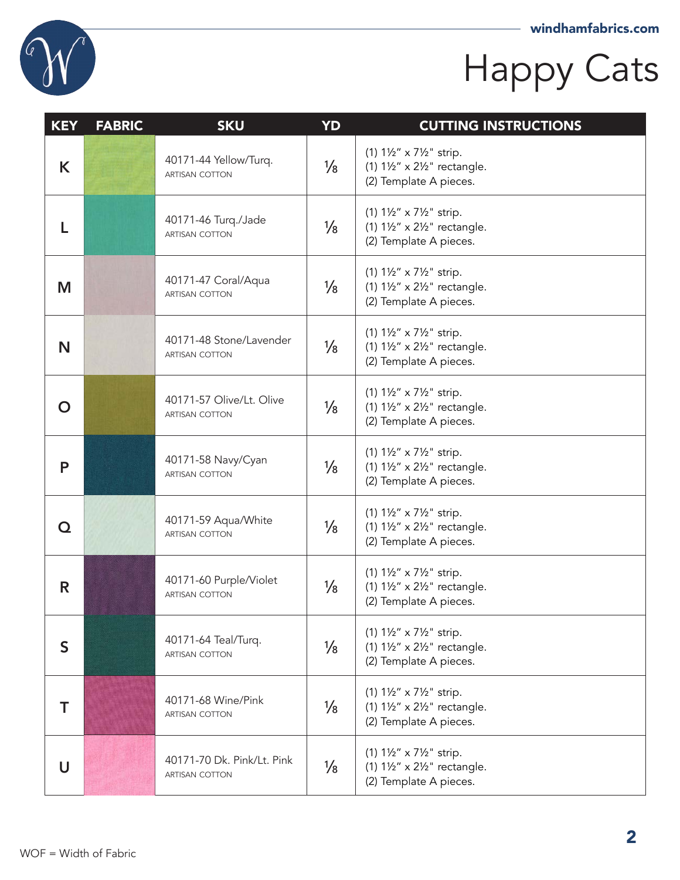# Happy Cats

| KEY | FABRIC | SKU | YD | CUTTING INSTRUCTIONS |
|---|---|---|---|---|
| K | | 40171-44 Yellow/Turq. ARTISAN COTTON | ⅛ | (1) 1½" x 7½" strip. (1) 1½" x 2½" rectangle. (2) Template A pieces. |
| L | | 40171-46 Turq./Jade ARTISAN COTTON | ⅛ | (1) 1½" x 7½" strip. (1) 1½" x 2½" rectangle. (2) Template A pieces. |
| M | | 40171-47 Coral/Aqua ARTISAN COTTON | ⅛ | (1) 1½" x 7½" strip. (1) 1½" x 2½" rectangle. (2) Template A pieces. |
| N | | 40171-48 Stone/Lavender ARTISAN COTTON | ⅛ | (1) 1½" x 7½" strip. (1) 1½" x 2½" rectangle. (2) Template A pieces. |
| O | | 40171-57 Olive/Lt. Olive ARTISAN COTTON | ⅛ | (1) 1½" x 7½" strip. (1) 1½" x 2½" rectangle. (2) Template A pieces. |
| P | | 40171-58 Navy/Cyan ARTISAN COTTON | ⅛ | (1) 1½" x 7½" strip. (1) 1½" x 2½" rectangle. (2) Template A pieces. |
| Q | | 40171-59 Aqua/White ARTISAN COTTON | ⅛ | (1) 1½" x 7½" strip. (1) 1½" x 2½" rectangle. (2) Template A pieces. |
| R | | 40171-60 Purple/Violet ARTISAN COTTON | ⅛ | (1) 1½" x 7½" strip. (1) 1½" x 2½" rectangle. (2) Template A pieces. |
| S | | 40171-64 Teal/Turq. ARTISAN COTTON | ⅛ | (1) 1½" x 7½" strip. (1) 1½" x 2½" rectangle. (2) Template A pieces. |
| T | | 40171-68 Wine/Pink ARTISAN COTTON | ⅛ | (1) 1½" x 7½" strip. (1) 1½" x 2½" rectangle. (2) Template A pieces. |
| U | | 40171-70 Dk. Pink/Lt. Pink ARTISAN COTTON | ⅛ | (1) 1½" x 7½" strip. (1) 1½" x 2½" rectangle. (2) Template A pieces. |

WOF = Width of Fabric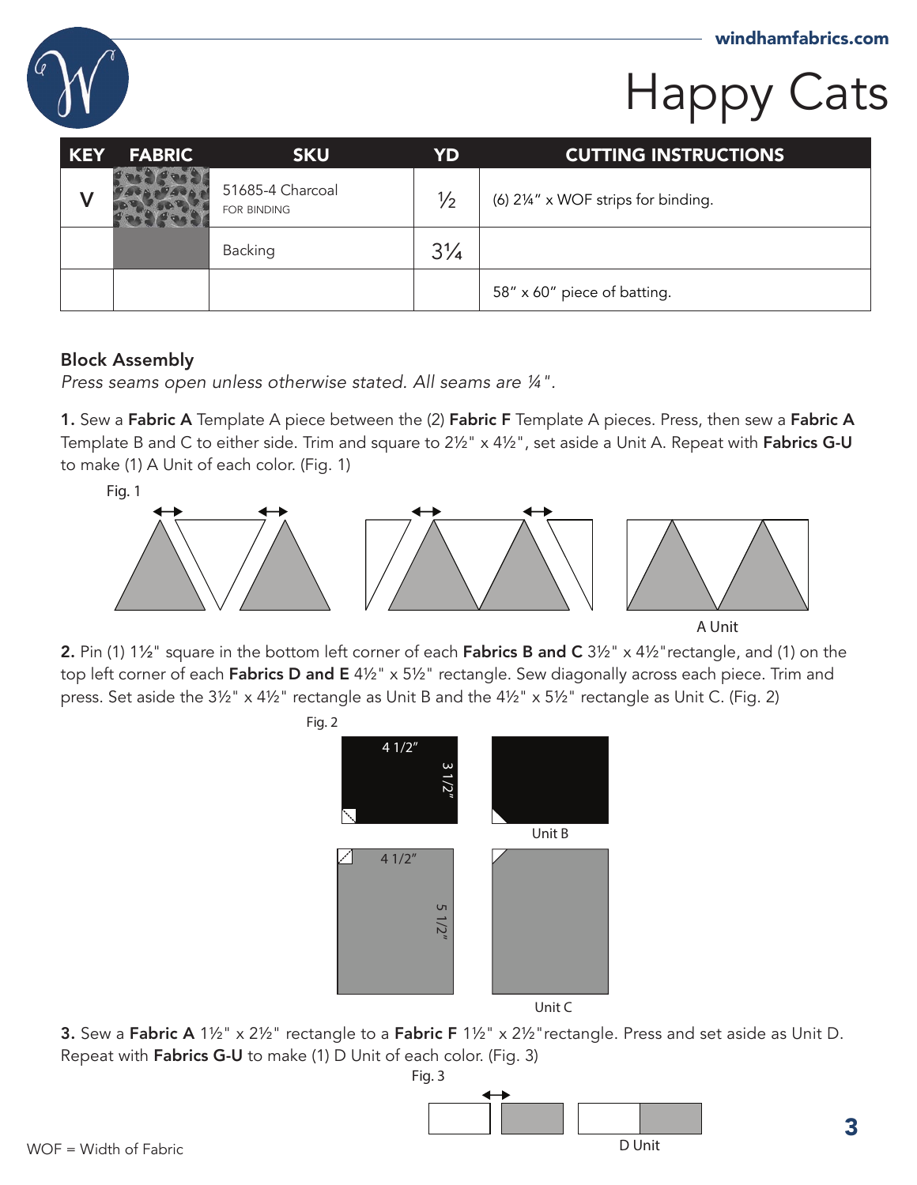# Happy Cats

| KEY | FABRIC | SKU | YD | CUTTING INSTRUCTIONS |
|---|---|---|---|---|
| V | | 51685-4 Charcoal FOR BINDING | ½ | (6) 2¼" x WOF strips for binding. |
| | | Backing | 3¼ | |
| | | | | 58" x 60" piece of batting. |

### Block Assembly

*Press seams open unless otherwise stated. All seams are ¼".*

**1.** Sew a **Fabric A** Template A piece between the (2) **Fabric F** Template A pieces. Press, then sew a **Fabric A** Template B and C to either side. Trim and square to 2½" x 4½", set aside a Unit A. Repeat with **Fabrics G-U** to make (1) A Unit of each color. (Fig. 1)

Fig. 1

A Unit

**2.** Pin (1) 1½" square in the bottom left corner of each **Fabrics B and C** 3½" x 4½"rectangle, and (1) on the top left corner of each **Fabrics D and E** 4½" x 5½" rectangle. Sew diagonally across each piece. Trim and press. Set aside the 3½" x 4½" rectangle as Unit B and the 4½" x 5½" rectangle as Unit C. (Fig. 2)

Fig. 2

4 1/2" 3 1/2"

Unit B

4 1/2" 5 1/2"

Unit C

**3.** Sew a **Fabric A** 1½" x 2½" rectangle to a **Fabric F** 1½" x 2½"rectangle. Press and set aside as Unit D. Repeat with **Fabrics G-U** to make (1) D Unit of each color. (Fig. 3)

Fig. 3

D Unit

WOF = Width of Fabric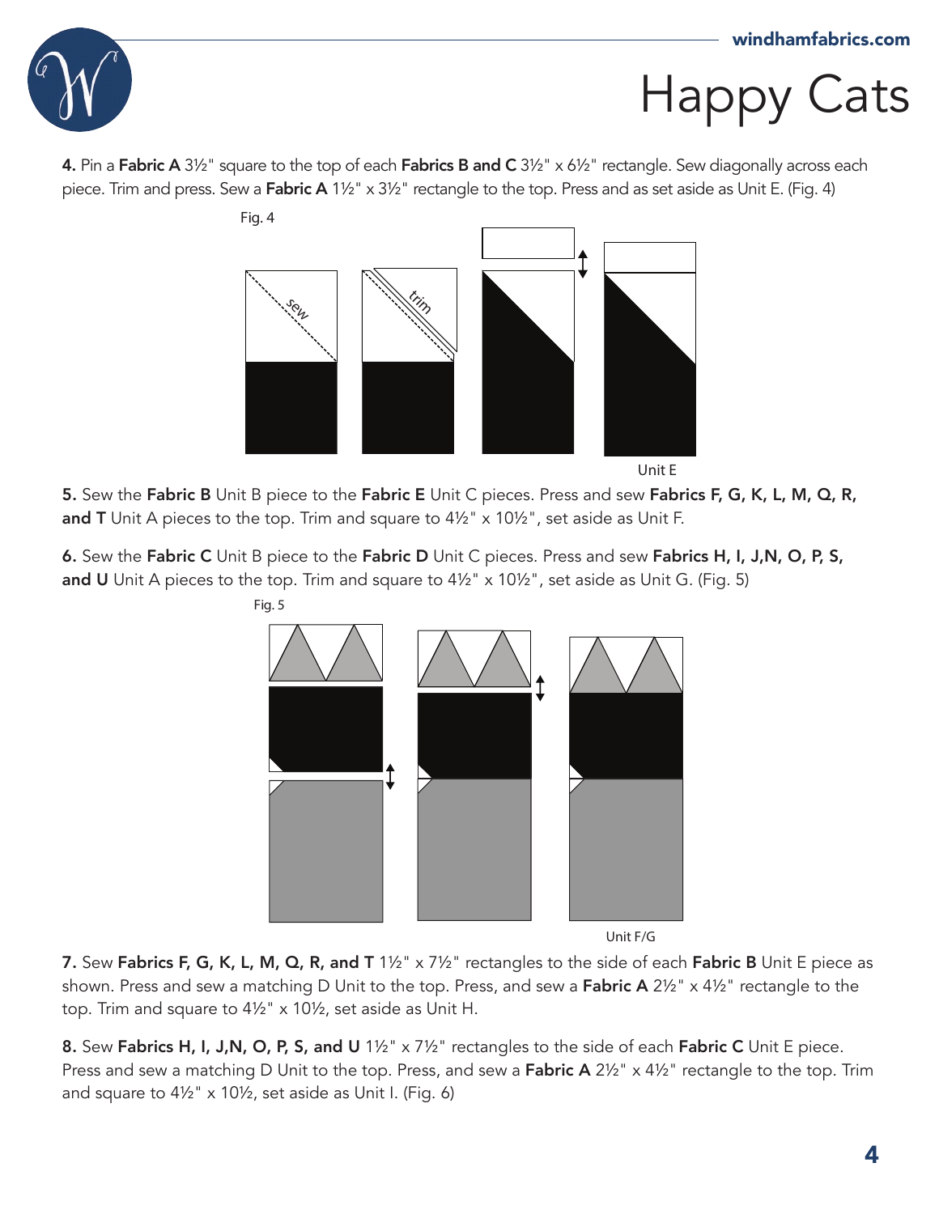4. Pin a **Fabric A** 3½" square to the top of each **Fabrics B and C** 3½" x 6½" rectangle. Sew diagonally across each piece. Trim and press. Sew a **Fabric A** 1½" x 3½" rectangle to the top. Press and as set aside as Unit E. (Fig. 4)

Fig. 4

Unit E

5. Sew the **Fabric B** Unit B piece to the **Fabric E** Unit C pieces. Press and sew **Fabrics F, G, K, L, M, Q, R, and T** Unit A pieces to the top. Trim and square to 4½" x 10½", set aside as Unit F.

6. Sew the **Fabric C** Unit B piece to the **Fabric D** Unit C pieces. Press and sew **Fabrics H, I, J,N, O, P, S, and U** Unit A pieces to the top. Trim and square to 4½" x 10½", set aside as Unit G. (Fig. 5)

Fig. 5

Unit F/G

7. Sew **Fabrics F, G, K, L, M, Q, R, and T** 1½" x 7½" rectangles to the side of each **Fabric B** Unit E piece as shown. Press and sew a matching D Unit to the top. Press, and sew a **Fabric A** 2½" x 4½" rectangle to the top. Trim and square to 4½" x 10½, set aside as Unit H.

8. Sew **Fabrics H, I, J,N, O, P, S, and U** 1½" x 7½" rectangles to the side of each **Fabric C** Unit E piece. Press and sew a matching D Unit to the top. Press, and sew a **Fabric A** 2½" x 4½" rectangle to the top. Trim and square to 4½" x 10½, set aside as Unit I. (Fig. 6)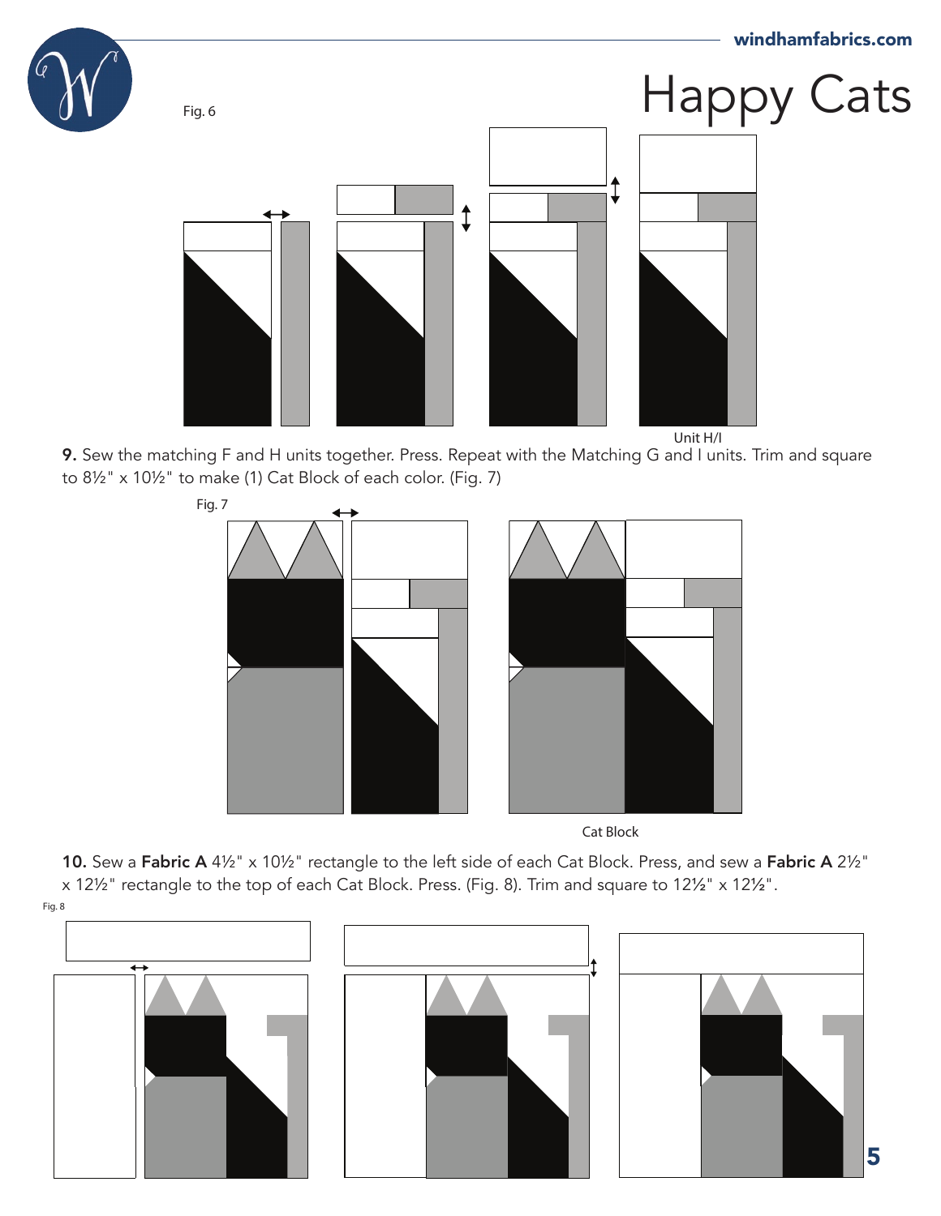Fig. 6

Unit H/I

**9.** Sew the matching F and H units together. Press. Repeat with the Matching G and I units. Trim and square to 8½" x 10½" to make (1) Cat Block of each color. (Fig. 7)

Fig. 7

Cat Block

**10.** Sew a **Fabric A** 4½" x 10½" rectangle to the left side of each Cat Block. Press, and sew a **Fabric A** 2½" x 12½" rectangle to the top of each Cat Block. Press. (Fig. 8). Trim and square to 12½" x 12½".

Fig. 8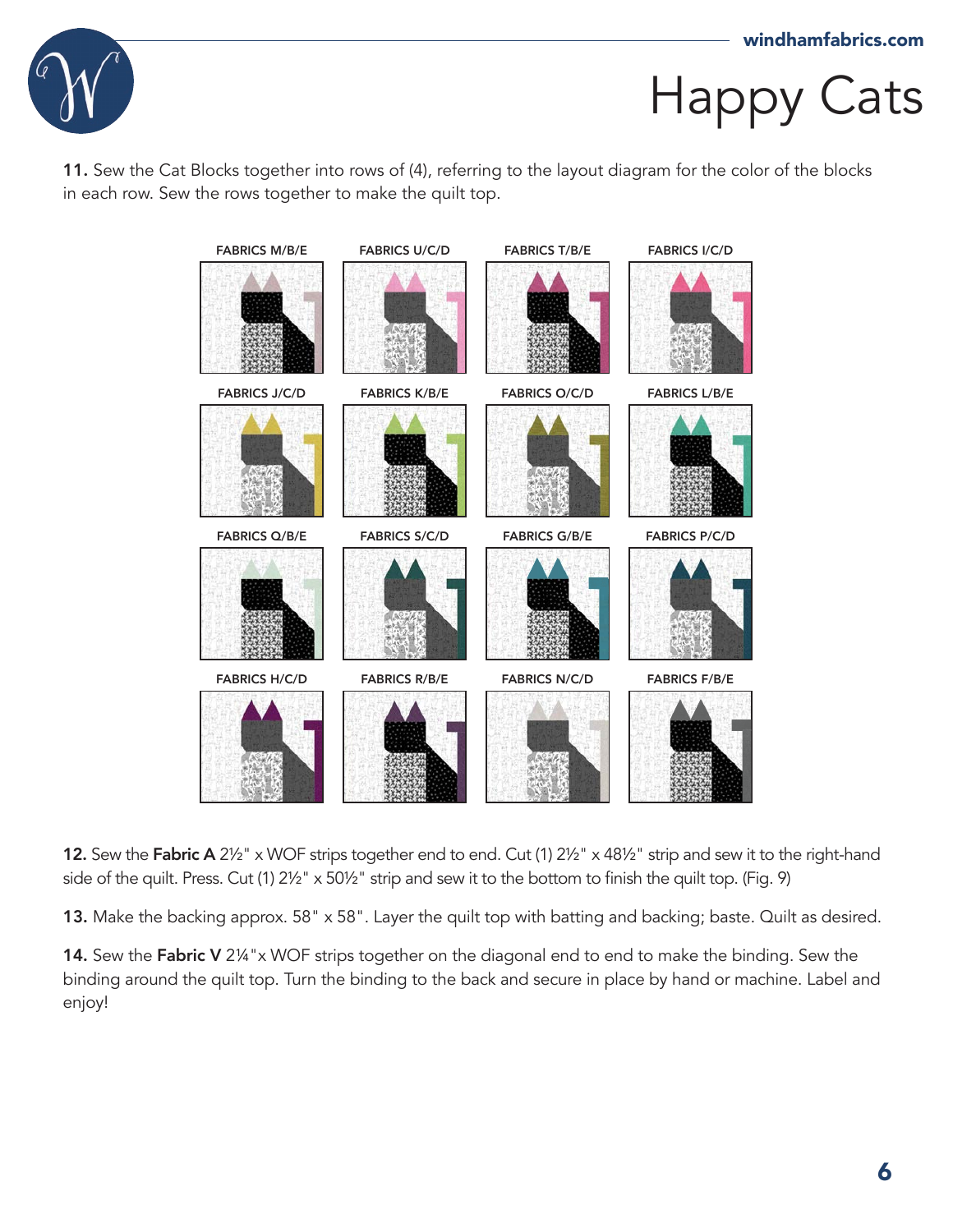**11.** Sew the Cat Blocks together into rows of (4), referring to the layout diagram for the color of the blocks in each row. Sew the rows together to make the quilt top.

FABRICS M/B/E FABRICS U/C/D FABRICS T/B/E FABRICS I/C/D

FABRICS J/C/D FABRICS K/B/E FABRICS O/C/D FABRICS L/B/E

FABRICS Q/B/E FABRICS S/C/D FABRICS G/B/E FABRICS P/C/D

FABRICS H/C/D FABRICS R/B/E FABRICS N/C/D FABRICS F/B/E

**12.** Sew the **Fabric A** 2½" x WOF strips together end to end. Cut (1) 2½" x 48½" strip and sew it to the right-hand side of the quilt. Press. Cut (1) 2½" x 50½" strip and sew it to the bottom to finish the quilt top. (Fig. 9)

**13.** Make the backing approx. 58" x 58". Layer the quilt top with batting and backing; baste. Quilt as desired.

**14.** Sew the **Fabric V** 2¼"x WOF strips together on the diagonal end to end to make the binding. Sew the binding around the quilt top. Turn the binding to the back and secure in place by hand or machine. Label and enjoy!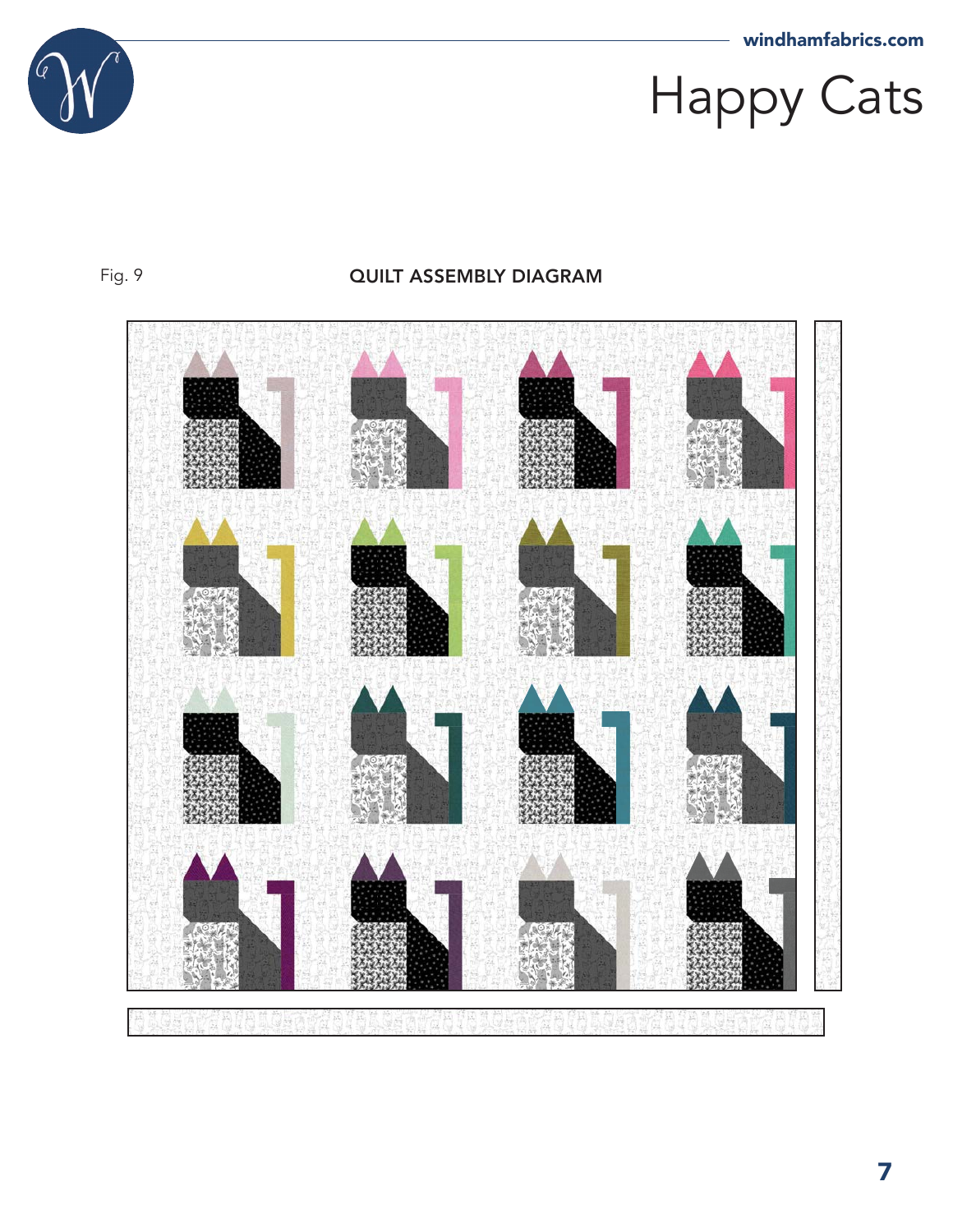Fig. 9

**QUILT ASSEMBLY DIAGRAM**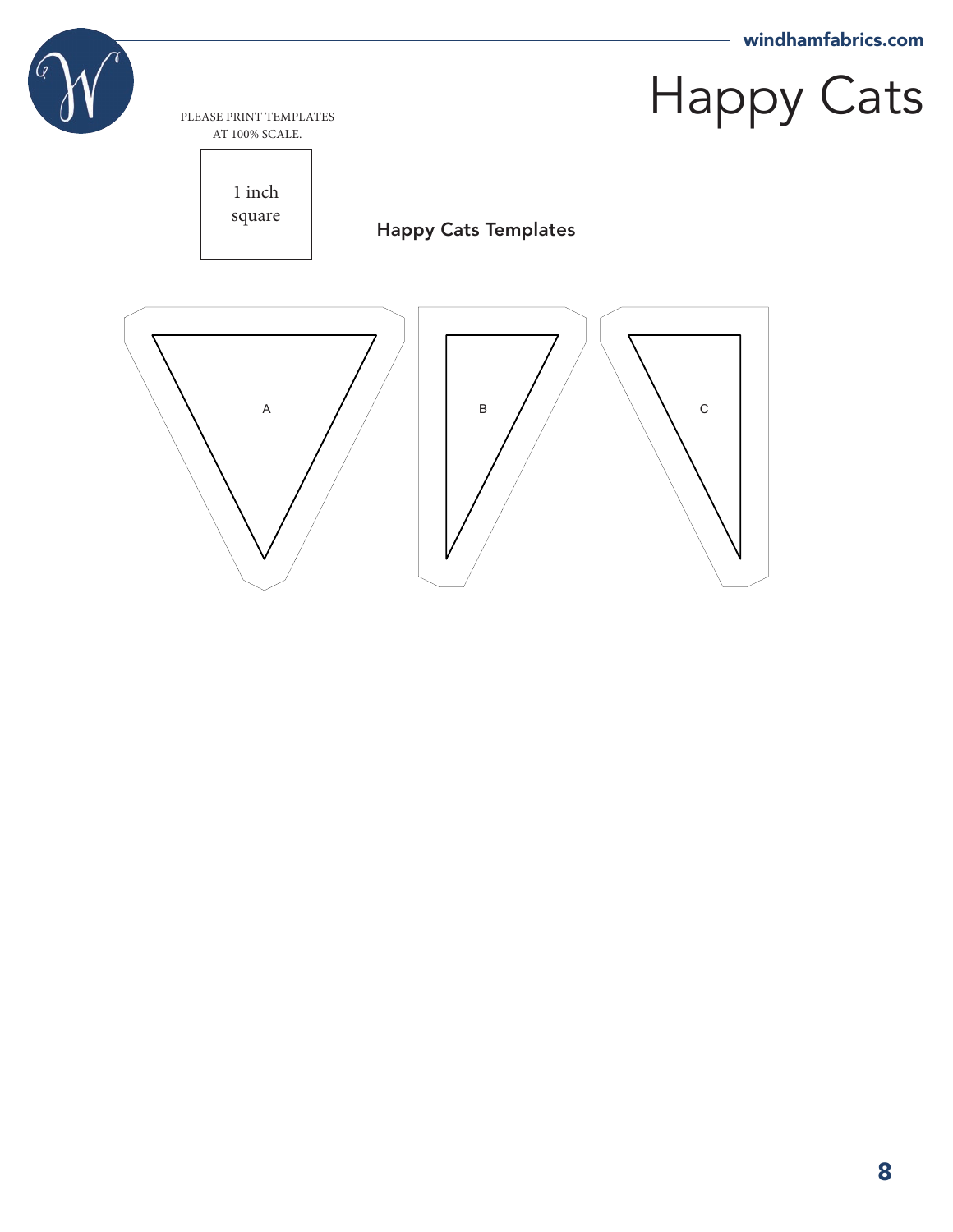# Happy Cats

PLEASE PRINT TEMPLATES AT 100% SCALE.

1 inch square

## Happy Cats Templates

A

B

C